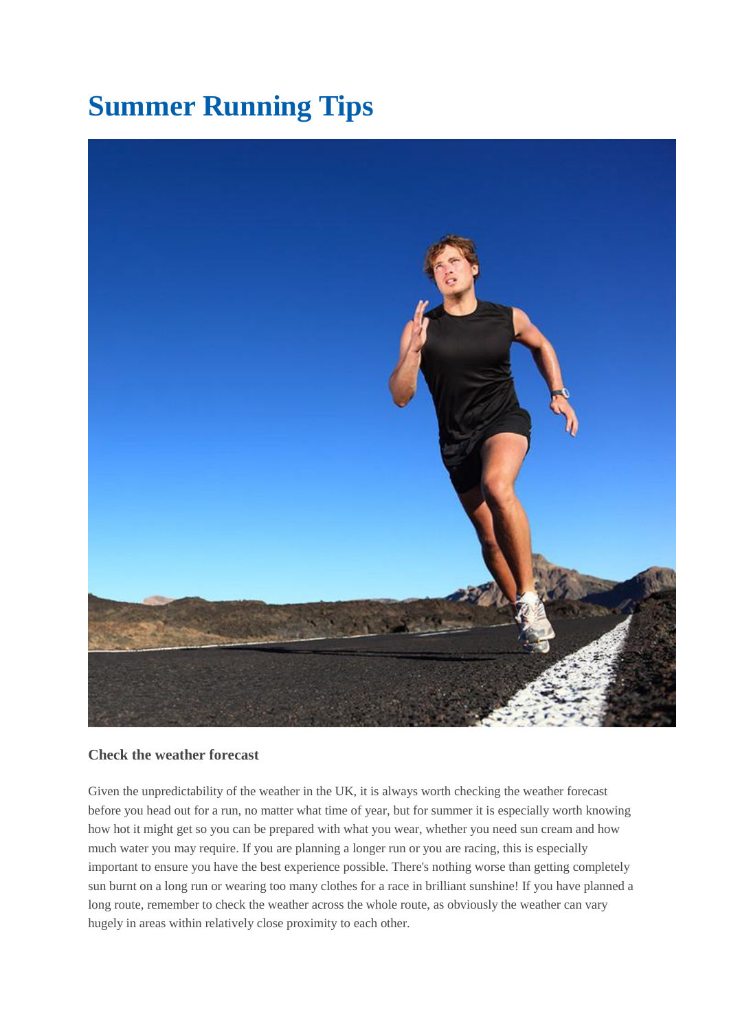# Summer Running Tips

### Check the weather forecast

Given the unpredictability of the weather in the UK, it is always worth checking the weather forecast before you head out for a run, no matter what time of year, but for summer it is especially worth knowing how hot it might get so you can be prepared with what you wear, whether you need sun cream and how much water you may require. If you are planning a longer run or you are racing, this is especially important to ensure you have the best experience possible. There's nothing worse than getting completely sun burnt on a long run or wearing too many clothes for a race in brilliant sunshine! If you have planned a long route, remember to check the weather across the whole route, as obviously the weather can vary hugely in areas within relatively close proximity to each other.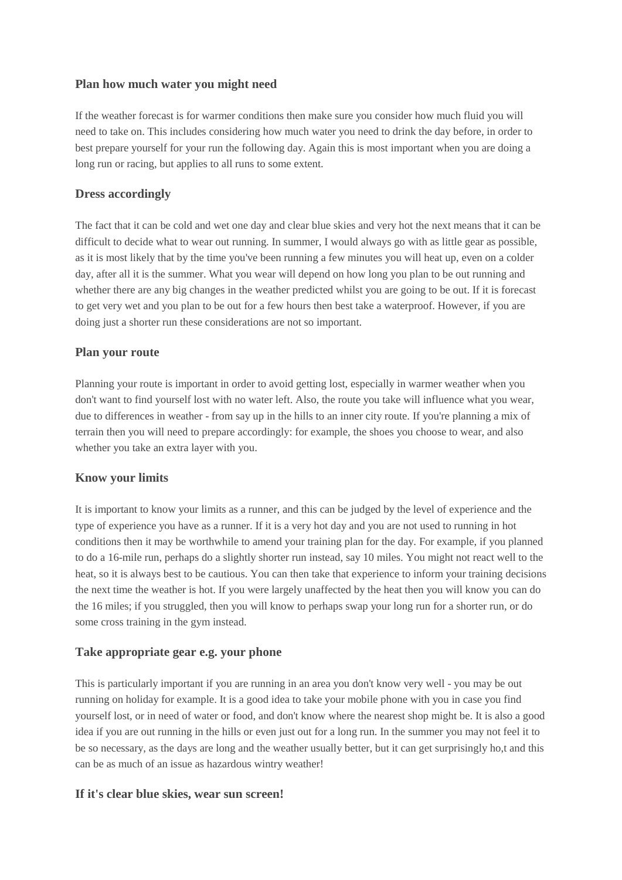### Plan how much water you might need

If the weather forecast is for warmer conditions then make sure you consider how much fluid you will need to take on. This includes considering how much water you need to drink the day before, in order to best prepare yourself for your run the following day. Again this is most important when you are doing a long run or racing, but applies to all runs to some extent.

### Dress accordingly

The fact that it can be cold and wet one day and clear blue skies and very hot the next means that it can be difficult to decide what to wear out running. In summer, I would always go with as little gear as possible, as it is most likely that by the time you've been running a few minutes you will heat up, even on a colder day, after all it is the summer. What you wear will depend on how long you plan to be out running and whether there are any big changes in the weather predicted whilst you are going to be out. If it is forecast to get very wet and you plan to be out for a few hours then best take a waterproof. However, if you are doing just a shorter run these considerations are not so important.

### Plan your route

Planning your route is important in order to avoid getting lost, especially in warmer weather when you don't want to find yourself lost with no water left. Also, the route you take will influence what you wear, due to differences in weather - from say up in the hills to an inner city route. If you're planning a mix of terrain then you will need to prepare accordingly: for example, the shoes you choose to wear, and also whether you take an extra layer with you.

### Know your limits

It is important to know your limits as a runner, and this can be judged by the level of experience and the type of experience you have as a runner. If it is a very hot day and you are not used to running in hot conditions then it may be worthwhile to amend your training plan for the day. For example, if you planned to do a 16-mile run, perhaps do a slightly shorter run instead, say 10 miles. You might not react well to the heat, so it is always best to be cautious. You can then take that experience to inform your training decisions the next time the weather is hot. If you were largely unaffected by the heat then you will know you can do the 16 miles; if you struggled, then you will know to perhaps swap your long run for a shorter run, or do some cross training in the gym instead.

### Take appropriate gear e.g. your phone

This is particularly important if you are running in an area you don't know very well - you may be out running on holiday for example. It is a good idea to take your mobile phone with you in case you find yourself lost, or in need of water or food, and don't know where the nearest shop might be. It is also a good idea if you are out running in the hills or even just out for a long run. In the summer you may not feel it to be so necessary, as the days are long and the weather usually better, but it can get surprisingly ho,t and this can be as much of an issue as hazardous wintry weather!

### If it's clear blue skies, wear sun screen!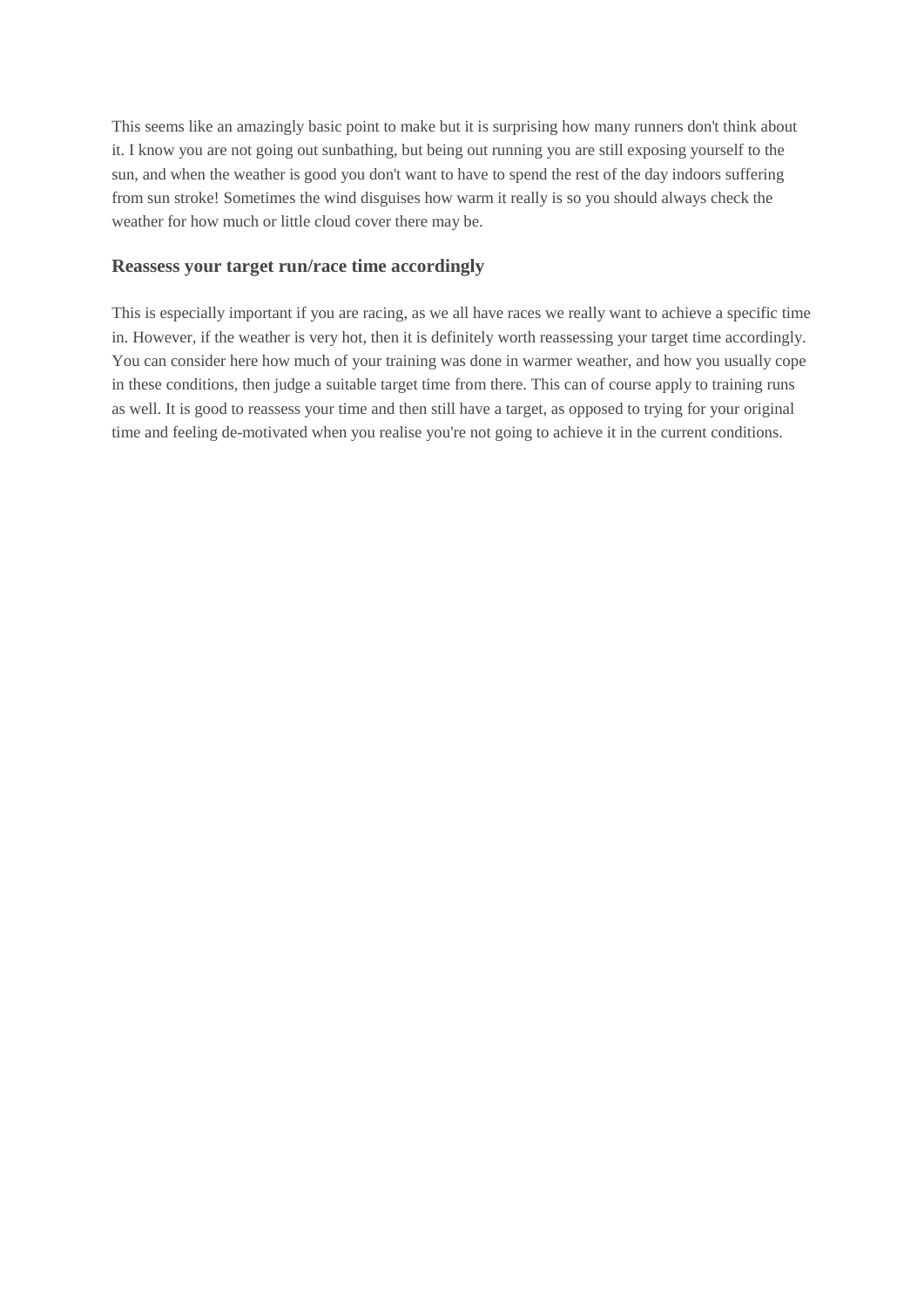This seems like an amazingly basic point to make but it is surprising how many runners don't think about it. I know you are not going out sunbathing, but being out running you are still exposing yourself to the sun, and when the weather is good you don't want to have to spend the rest of the day indoors suffering from sun stroke! Sometimes the wind disguises how warm it really is so you should always check the weather for how much or little cloud cover there may be.

### Reassess your target run/race time accordingly

This is especially important if you are racing, as we all have races we really want to achieve a specific time in. However, if the weather is very hot, then it is definitely worth reassessing your target time accordingly. You can consider here how much of your training was done in warmer weather, and how you usually cope in these conditions, then judge a suitable target time from there. This can of course apply to training runs as well. It is good to reassess your time and then still have a target, as opposed to trying for your original time and feeling de-motivated when you realise you're not going to achieve it in the current conditions.